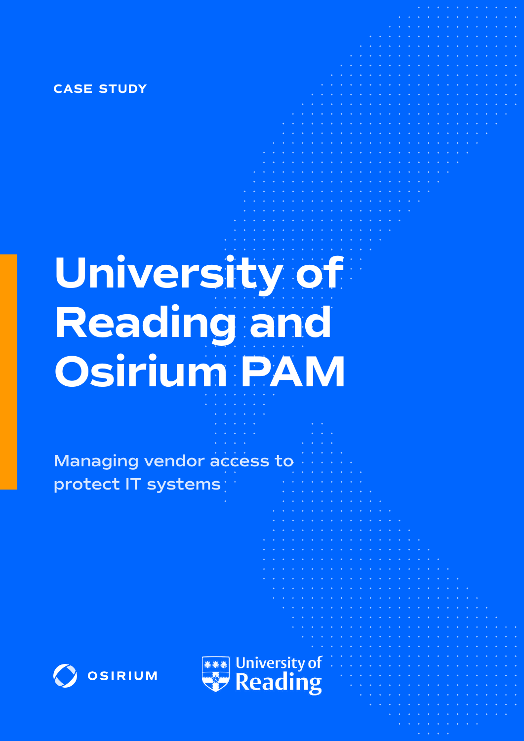CASE STUDY

# University of Reading and Osirium PAM

Managing vendor access to protect IT systems

OSIRIUM

University of Reading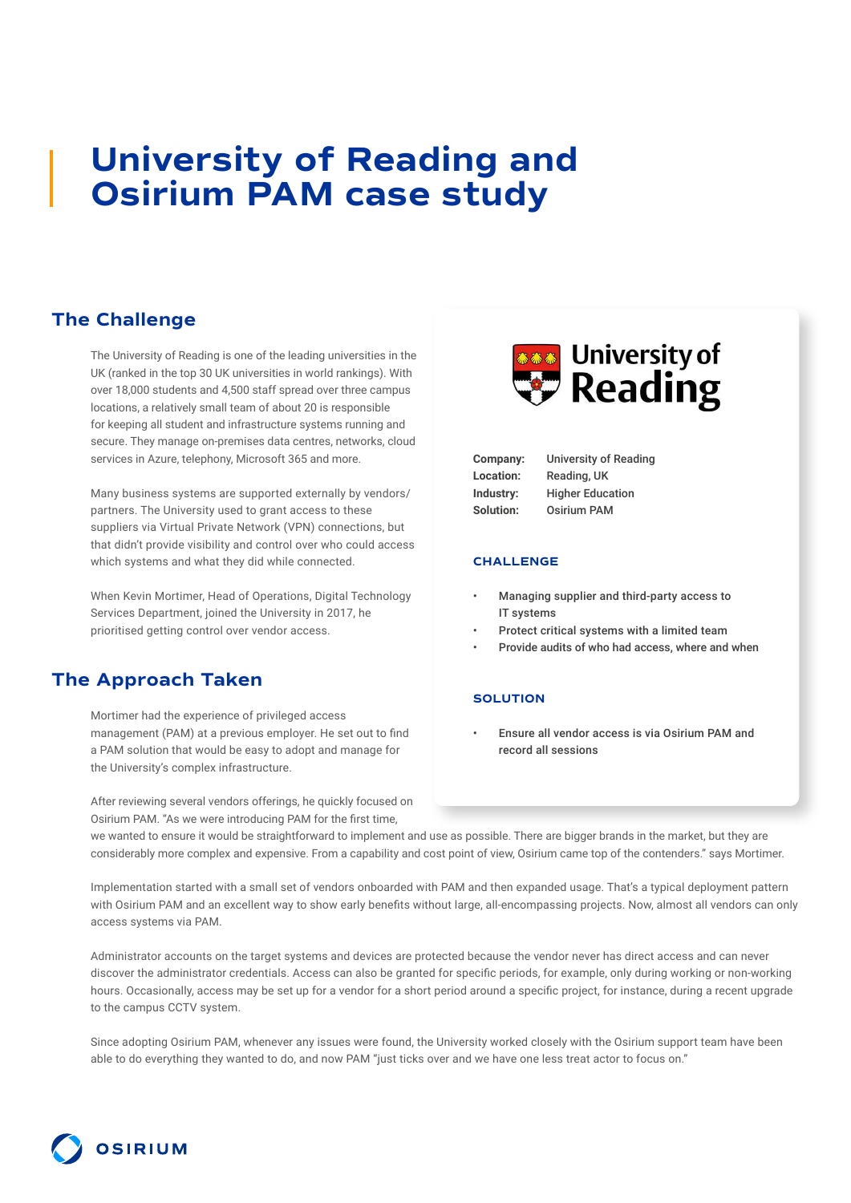# University of Reading and Osirium PAM case study

## The Challenge

The University of Reading is one of the leading universities in the UK (ranked in the top 30 UK universities in world rankings). With over 18,000 students and 4,500 staff spread over three campus locations, a relatively small team of about 20 is responsible for keeping all student and infrastructure systems running and secure. They manage on-premises data centres, networks, cloud services in Azure, telephony, Microsoft 365 and more.

Many business systems are supported externally by vendors/ partners. The University used to grant access to these suppliers via Virtual Private Network (VPN) connections, but that didn't provide visibility and control over who could access which systems and what they did while connected.

When Kevin Mortimer, Head of Operations, Digital Technology Services Department, joined the University in 2017, he prioritised getting control over vendor access.

University of Reading

| | |
|---|---|
| **Company:** | University of Reading |
| **Location:** | Reading, UK |
| **Industry:** | Higher Education |
| **Solution:** | Osirium PAM |

### CHALLENGE

- **Managing supplier and third-party access to IT systems**
- **Protect critical systems with a limited team**
- **Provide audits of who had access, where and when**

### SOLUTION

- **Ensure all vendor access is via Osirium PAM and record all sessions**

## The Approach Taken

Mortimer had the experience of privileged access management (PAM) at a previous employer. He set out to find a PAM solution that would be easy to adopt and manage for the University's complex infrastructure.

After reviewing several vendors offerings, he quickly focused on Osirium PAM. "As we were introducing PAM for the first time, we wanted to ensure it would be straightforward to implement and use as possible. There are bigger brands in the market, but they are considerably more complex and expensive. From a capability and cost point of view, Osirium came top of the contenders." says Mortimer.

Implementation started with a small set of vendors onboarded with PAM and then expanded usage. That's a typical deployment pattern with Osirium PAM and an excellent way to show early benefits without large, all-encompassing projects. Now, almost all vendors can only access systems via PAM.

Administrator accounts on the target systems and devices are protected because the vendor never has direct access and can never discover the administrator credentials. Access can also be granted for specific periods, for example, only during working or non-working hours. Occasionally, access may be set up for a vendor for a short period around a specific project, for instance, during a recent upgrade to the campus CCTV system.

Since adopting Osirium PAM, whenever any issues were found, the University worked closely with the Osirium support team have been able to do everything they wanted to do, and now PAM "just ticks over and we have one less treat actor to focus on."

OSIRIUM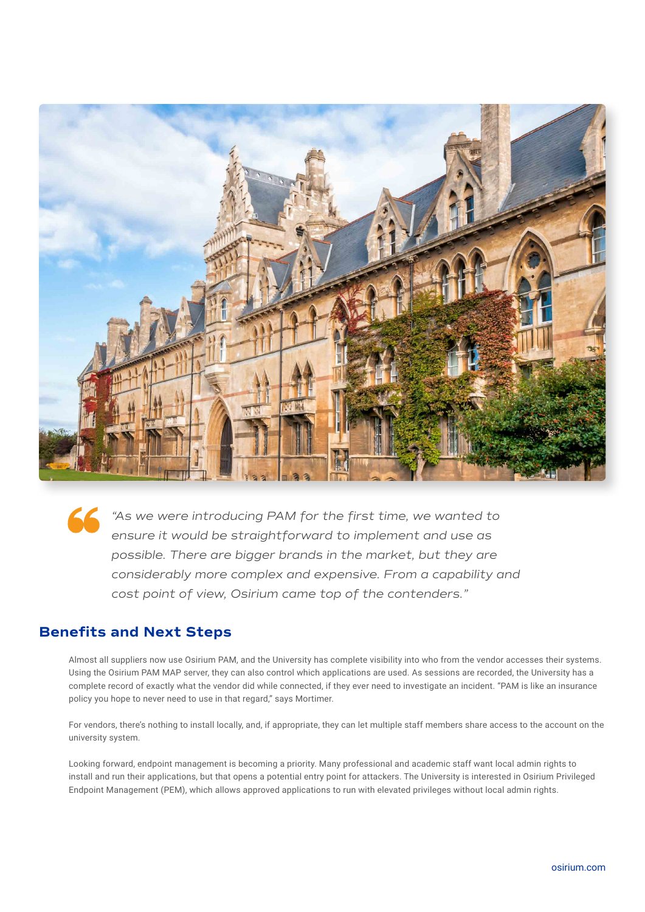> *"As we were introducing PAM for the first time, we wanted to ensure it would be straightforward to implement and use as possible. There are bigger brands in the market, but they are considerably more complex and expensive. From a capability and cost point of view, Osirium came top of the contenders."*

## Benefits and Next Steps

Almost all suppliers now use Osirium PAM, and the University has complete visibility into who from the vendor accesses their systems. Using the Osirium PAM MAP server, they can also control which applications are used. As sessions are recorded, the University has a complete record of exactly what the vendor did while connected, if they ever need to investigate an incident. "PAM is like an insurance policy you hope to never need to use in that regard," says Mortimer.

For vendors, there's nothing to install locally, and, if appropriate, they can let multiple staff members share access to the account on the university system.

Looking forward, endpoint management is becoming a priority. Many professional and academic staff want local admin rights to install and run their applications, but that opens a potential entry point for attackers. The University is interested in Osirium Privileged Endpoint Management (PEM), which allows approved applications to run with elevated privileges without local admin rights.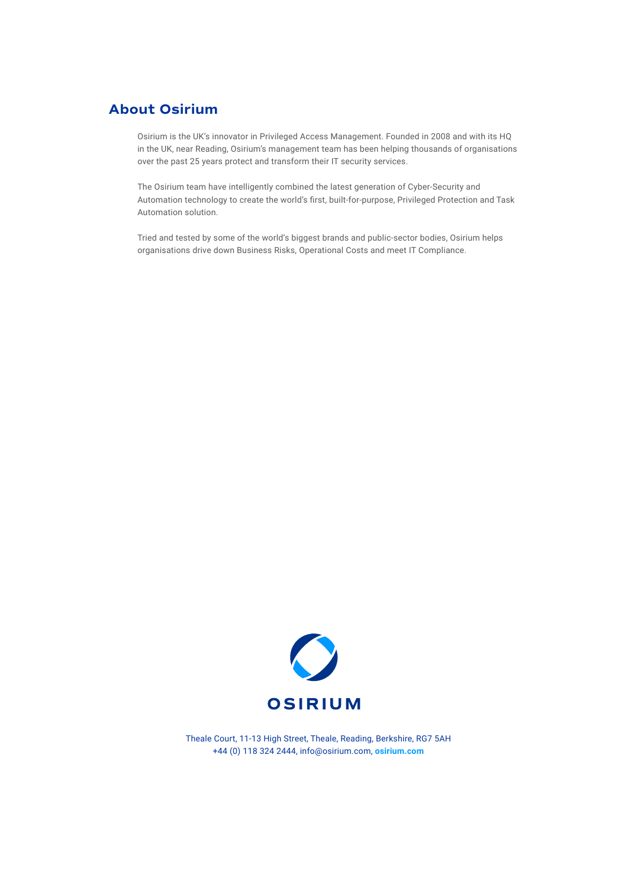## About Osirium

Osirium is the UK's innovator in Privileged Access Management. Founded in 2008 and with its HQ in the UK, near Reading, Osirium's management team has been helping thousands of organisations over the past 25 years protect and transform their IT security services.

The Osirium team have intelligently combined the latest generation of Cyber-Security and Automation technology to create the world's first, built-for-purpose, Privileged Protection and Task Automation solution.

Tried and tested by some of the world's biggest brands and public-sector bodies, Osirium helps organisations drive down Business Risks, Operational Costs and meet IT Compliance.

OSIRIUM

Theale Court, 11-13 High Street, Theale, Reading, Berkshire, RG7 5AH
+44 (0) 118 324 2444, info@osirium.com, **osirium.com**